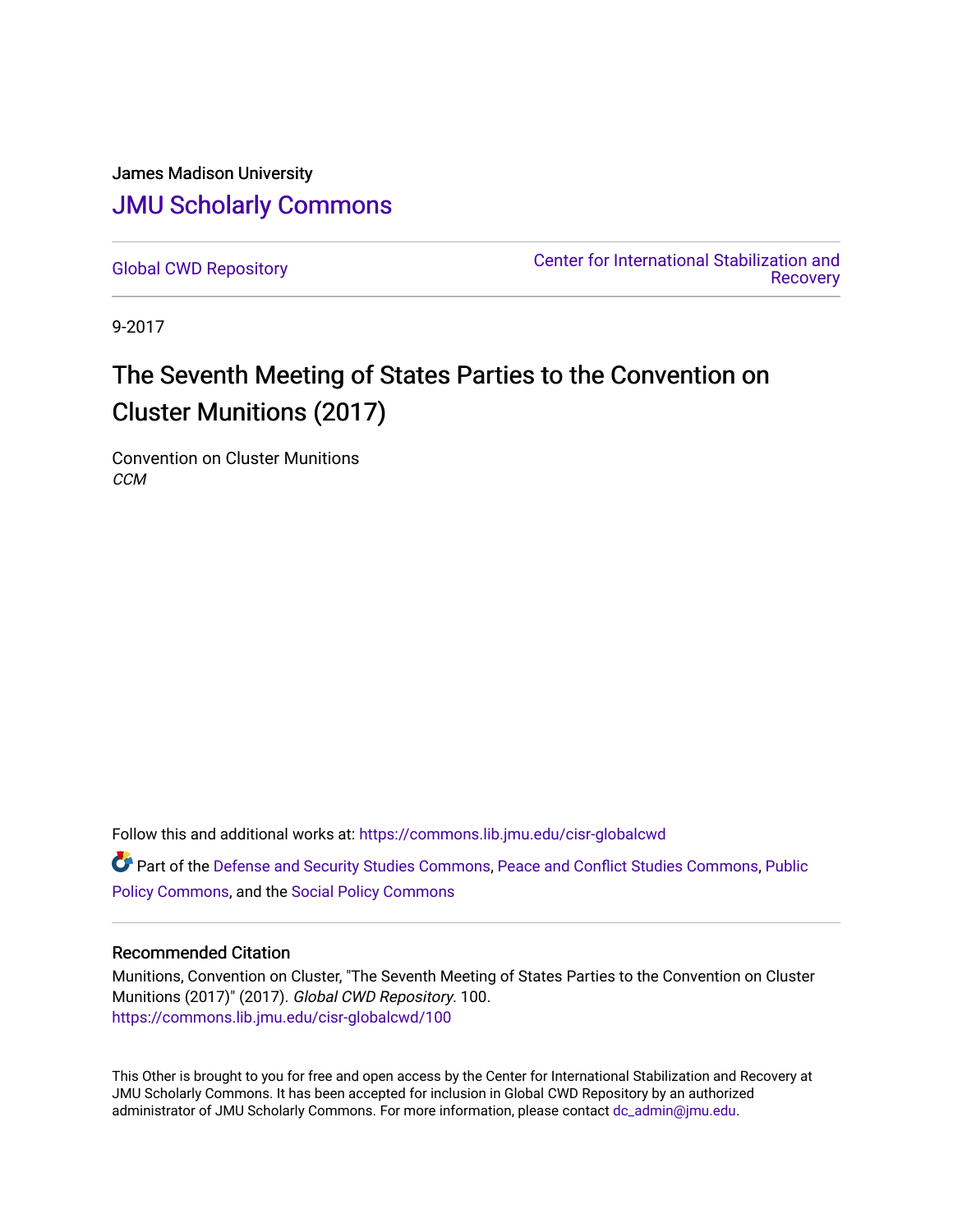James Madison University

# JMU Scholarly Commons

Global CWD Repository

Center for International Stabilization and Recovery

9-2017

# The Seventh Meeting of States Parties to the Convention on Cluster Munitions (2017)

Convention on Cluster Munitions
*CCM*

Follow this and additional works at: https://commons.lib.jmu.edu/cisr-globalcwd

Part of the Defense and Security Studies Commons, Peace and Conflict Studies Commons, Public Policy Commons, and the Social Policy Commons

### Recommended Citation

Munitions, Convention on Cluster, "The Seventh Meeting of States Parties to the Convention on Cluster Munitions (2017)" (2017). *Global CWD Repository*. 100.
https://commons.lib.jmu.edu/cisr-globalcwd/100

This Other is brought to you for free and open access by the Center for International Stabilization and Recovery at JMU Scholarly Commons. It has been accepted for inclusion in Global CWD Repository by an authorized administrator of JMU Scholarly Commons. For more information, please contact dc_admin@jmu.edu.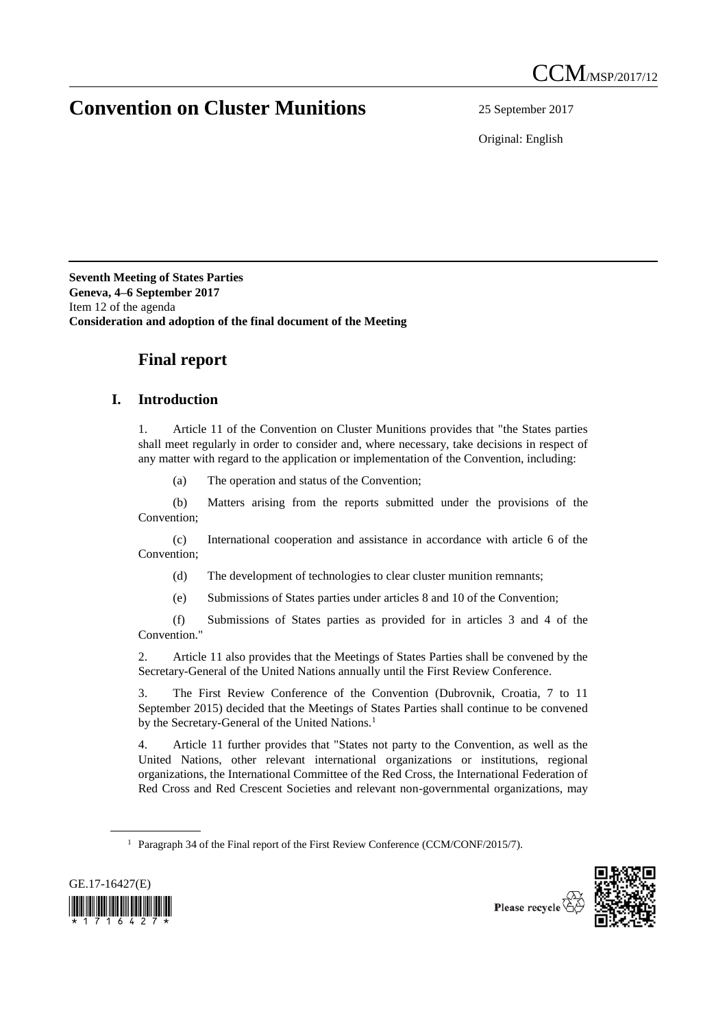# Convention on Cluster Munitions

CCM/MSP/2017/12

25 September 2017

Original: English

**Seventh Meeting of States Parties**
**Geneva, 4–6 September 2017**
Item 12 of the agenda
**Consideration and adoption of the final document of the Meeting**

## Final report

### I. Introduction

1. Article 11 of the Convention on Cluster Munitions provides that "the States parties shall meet regularly in order to consider and, where necessary, take decisions in respect of any matter with regard to the application or implementation of the Convention, including:

   (a) The operation and status of the Convention;

   (b) Matters arising from the reports submitted under the provisions of the Convention;

   (c) International cooperation and assistance in accordance with article 6 of the Convention;

   (d) The development of technologies to clear cluster munition remnants;

   (e) Submissions of States parties under articles 8 and 10 of the Convention;

   (f) Submissions of States parties as provided for in articles 3 and 4 of the Convention."

2. Article 11 also provides that the Meetings of States Parties shall be convened by the Secretary-General of the United Nations annually until the First Review Conference.

3. The First Review Conference of the Convention (Dubrovnik, Croatia, 7 to 11 September 2015) decided that the Meetings of States Parties shall continue to be convened by the Secretary-General of the United Nations.[1]

4. Article 11 further provides that "States not party to the Convention, as well as the United Nations, other relevant international organizations or institutions, regional organizations, the International Committee of the Red Cross, the International Federation of Red Cross and Red Crescent Societies and relevant non-governmental organizations, may

[1] Paragraph 34 of the Final report of the First Review Conference (CCM/CONF/2015/7).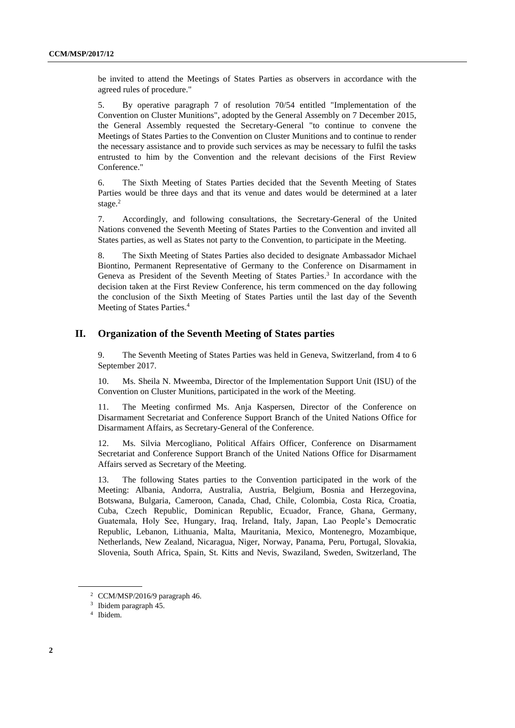be invited to attend the Meetings of States Parties as observers in accordance with the agreed rules of procedure."

5. By operative paragraph 7 of resolution 70/54 entitled "Implementation of the Convention on Cluster Munitions", adopted by the General Assembly on 7 December 2015, the General Assembly requested the Secretary-General "to continue to convene the Meetings of States Parties to the Convention on Cluster Munitions and to continue to render the necessary assistance and to provide such services as may be necessary to fulfil the tasks entrusted to him by the Convention and the relevant decisions of the First Review Conference."

6. The Sixth Meeting of States Parties decided that the Seventh Meeting of States Parties would be three days and that its venue and dates would be determined at a later stage.[2]

7. Accordingly, and following consultations, the Secretary-General of the United Nations convened the Seventh Meeting of States Parties to the Convention and invited all States parties, as well as States not party to the Convention, to participate in the Meeting.

8. The Sixth Meeting of States Parties also decided to designate Ambassador Michael Biontino, Permanent Representative of Germany to the Conference on Disarmament in Geneva as President of the Seventh Meeting of States Parties.[3] In accordance with the decision taken at the First Review Conference, his term commenced on the day following the conclusion of the Sixth Meeting of States Parties until the last day of the Seventh Meeting of States Parties.[4]

## II. Organization of the Seventh Meeting of States parties

9. The Seventh Meeting of States Parties was held in Geneva, Switzerland, from 4 to 6 September 2017.

10. Ms. Sheila N. Mweemba, Director of the Implementation Support Unit (ISU) of the Convention on Cluster Munitions, participated in the work of the Meeting.

11. The Meeting confirmed Ms. Anja Kaspersen, Director of the Conference on Disarmament Secretariat and Conference Support Branch of the United Nations Office for Disarmament Affairs, as Secretary-General of the Conference.

12. Ms. Silvia Mercogliano, Political Affairs Officer, Conference on Disarmament Secretariat and Conference Support Branch of the United Nations Office for Disarmament Affairs served as Secretary of the Meeting.

13. The following States parties to the Convention participated in the work of the Meeting: Albania, Andorra, Australia, Austria, Belgium, Bosnia and Herzegovina, Botswana, Bulgaria, Cameroon, Canada, Chad, Chile, Colombia, Costa Rica, Croatia, Cuba, Czech Republic, Dominican Republic, Ecuador, France, Ghana, Germany, Guatemala, Holy See, Hungary, Iraq, Ireland, Italy, Japan, Lao People's Democratic Republic, Lebanon, Lithuania, Malta, Mauritania, Mexico, Montenegro, Mozambique, Netherlands, New Zealand, Nicaragua, Niger, Norway, Panama, Peru, Portugal, Slovakia, Slovenia, South Africa, Spain, St. Kitts and Nevis, Swaziland, Sweden, Switzerland, The

[2] CCM/MSP/2016/9 paragraph 46.

[3] Ibidem paragraph 45.

[4] Ibidem.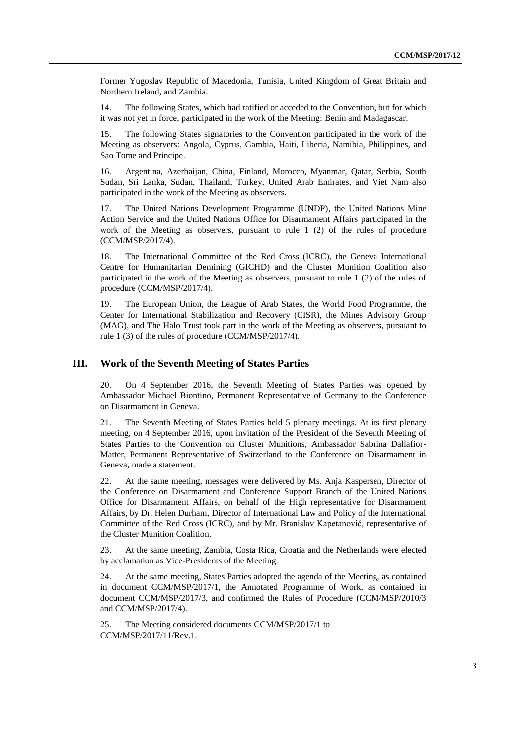Former Yugoslav Republic of Macedonia, Tunisia, United Kingdom of Great Britain and Northern Ireland, and Zambia.

14. The following States, which had ratified or acceded to the Convention, but for which it was not yet in force, participated in the work of the Meeting: Benin and Madagascar.

15. The following States signatories to the Convention participated in the work of the Meeting as observers: Angola, Cyprus, Gambia, Haiti, Liberia, Namibia, Philippines, and Sao Tome and Principe.

16. Argentina, Azerbaijan, China, Finland, Morocco, Myanmar, Qatar, Serbia, South Sudan, Sri Lanka, Sudan, Thailand, Turkey, United Arab Emirates, and Viet Nam also participated in the work of the Meeting as observers.

17. The United Nations Development Programme (UNDP), the United Nations Mine Action Service and the United Nations Office for Disarmament Affairs participated in the work of the Meeting as observers, pursuant to rule 1 (2) of the rules of procedure (CCM/MSP/2017/4).

18. The International Committee of the Red Cross (ICRC), the Geneva International Centre for Humanitarian Demining (GICHD) and the Cluster Munition Coalition also participated in the work of the Meeting as observers, pursuant to rule 1 (2) of the rules of procedure (CCM/MSP/2017/4).

19. The European Union, the League of Arab States, the World Food Programme, the Center for International Stabilization and Recovery (CISR), the Mines Advisory Group (MAG), and The Halo Trust took part in the work of the Meeting as observers, pursuant to rule 1 (3) of the rules of procedure (CCM/MSP/2017/4).

## III. Work of the Seventh Meeting of States Parties

20. On 4 September 2016, the Seventh Meeting of States Parties was opened by Ambassador Michael Biontino, Permanent Representative of Germany to the Conference on Disarmament in Geneva.

21. The Seventh Meeting of States Parties held 5 plenary meetings. At its first plenary meeting, on 4 September 2016, upon invitation of the President of the Seventh Meeting of States Parties to the Convention on Cluster Munitions, Ambassador Sabrina Dallafior-Matter, Permanent Representative of Switzerland to the Conference on Disarmament in Geneva, made a statement.

22. At the same meeting, messages were delivered by Ms. Anja Kaspersen, Director of the Conference on Disarmament and Conference Support Branch of the United Nations Office for Disarmament Affairs, on behalf of the High representative for Disarmament Affairs, by Dr. Helen Durham, Director of International Law and Policy of the International Committee of the Red Cross (ICRC), and by Mr. Branislav Kapetanović, representative of the Cluster Munition Coalition.

23. At the same meeting, Zambia, Costa Rica, Croatia and the Netherlands were elected by acclamation as Vice-Presidents of the Meeting.

24. At the same meeting, States Parties adopted the agenda of the Meeting, as contained in document CCM/MSP/2017/1, the Annotated Programme of Work, as contained in document CCM/MSP/2017/3, and confirmed the Rules of Procedure (CCM/MSP/2010/3 and CCM/MSP/2017/4).

25. The Meeting considered documents CCM/MSP/2017/1 to CCM/MSP/2017/11/Rev.1.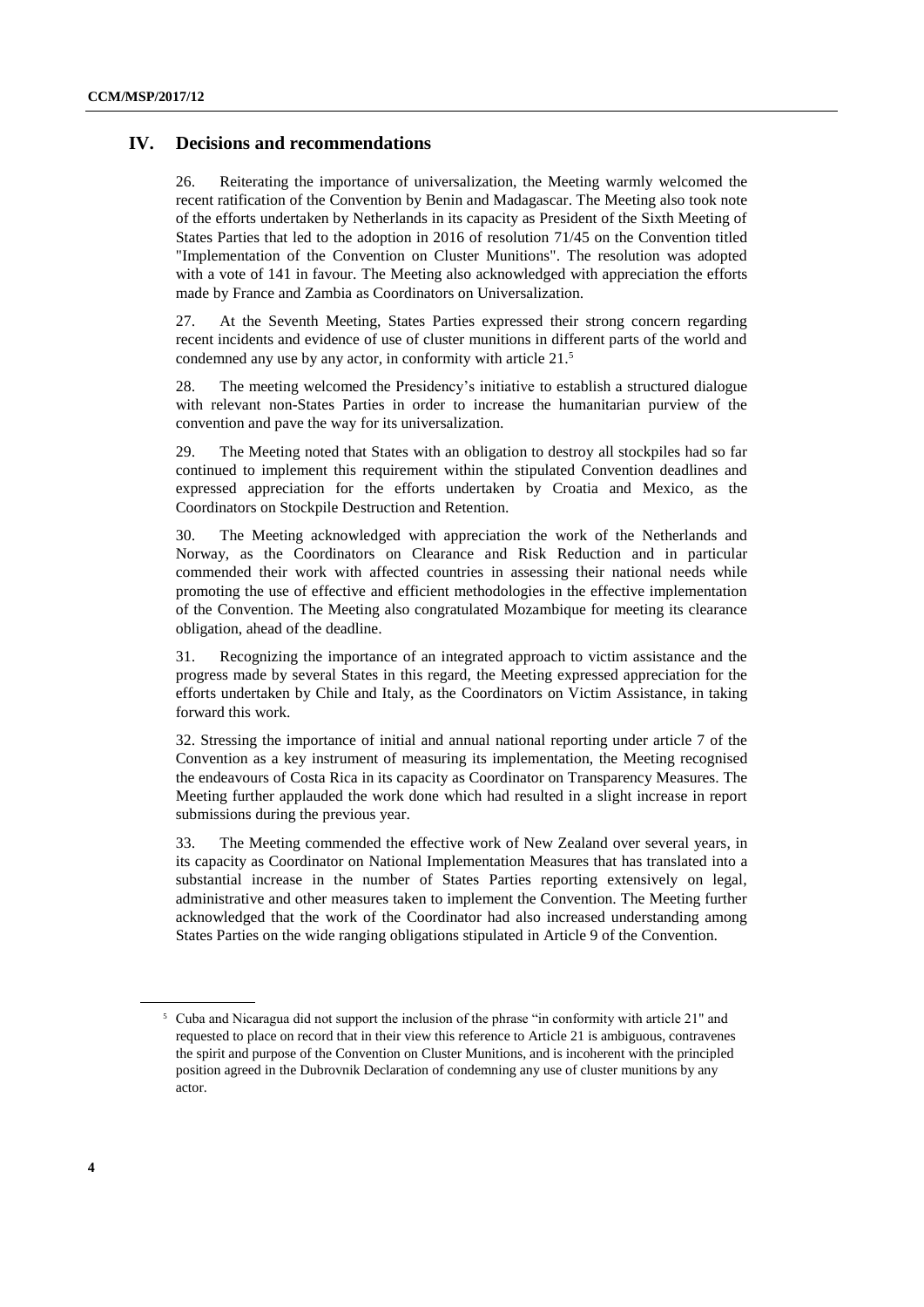## IV. Decisions and recommendations

26. Reiterating the importance of universalization, the Meeting warmly welcomed the recent ratification of the Convention by Benin and Madagascar. The Meeting also took note of the efforts undertaken by Netherlands in its capacity as President of the Sixth Meeting of States Parties that led to the adoption in 2016 of resolution 71/45 on the Convention titled "Implementation of the Convention on Cluster Munitions". The resolution was adopted with a vote of 141 in favour. The Meeting also acknowledged with appreciation the efforts made by France and Zambia as Coordinators on Universalization.

27. At the Seventh Meeting, States Parties expressed their strong concern regarding recent incidents and evidence of use of cluster munitions in different parts of the world and condemned any use by any actor, in conformity with article 21.[5]

28. The meeting welcomed the Presidency's initiative to establish a structured dialogue with relevant non-States Parties in order to increase the humanitarian purview of the convention and pave the way for its universalization.

29. The Meeting noted that States with an obligation to destroy all stockpiles had so far continued to implement this requirement within the stipulated Convention deadlines and expressed appreciation for the efforts undertaken by Croatia and Mexico, as the Coordinators on Stockpile Destruction and Retention.

30. The Meeting acknowledged with appreciation the work of the Netherlands and Norway, as the Coordinators on Clearance and Risk Reduction and in particular commended their work with affected countries in assessing their national needs while promoting the use of effective and efficient methodologies in the effective implementation of the Convention. The Meeting also congratulated Mozambique for meeting its clearance obligation, ahead of the deadline.

31. Recognizing the importance of an integrated approach to victim assistance and the progress made by several States in this regard, the Meeting expressed appreciation for the efforts undertaken by Chile and Italy, as the Coordinators on Victim Assistance, in taking forward this work.

32. Stressing the importance of initial and annual national reporting under article 7 of the Convention as a key instrument of measuring its implementation, the Meeting recognised the endeavours of Costa Rica in its capacity as Coordinator on Transparency Measures. The Meeting further applauded the work done which had resulted in a slight increase in report submissions during the previous year.

33. The Meeting commended the effective work of New Zealand over several years, in its capacity as Coordinator on National Implementation Measures that has translated into a substantial increase in the number of States Parties reporting extensively on legal, administrative and other measures taken to implement the Convention. The Meeting further acknowledged that the work of the Coordinator had also increased understanding among States Parties on the wide ranging obligations stipulated in Article 9 of the Convention.

[5] Cuba and Nicaragua did not support the inclusion of the phrase "in conformity with article 21" and requested to place on record that in their view this reference to Article 21 is ambiguous, contravenes the spirit and purpose of the Convention on Cluster Munitions, and is incoherent with the principled position agreed in the Dubrovnik Declaration of condemning any use of cluster munitions by any actor.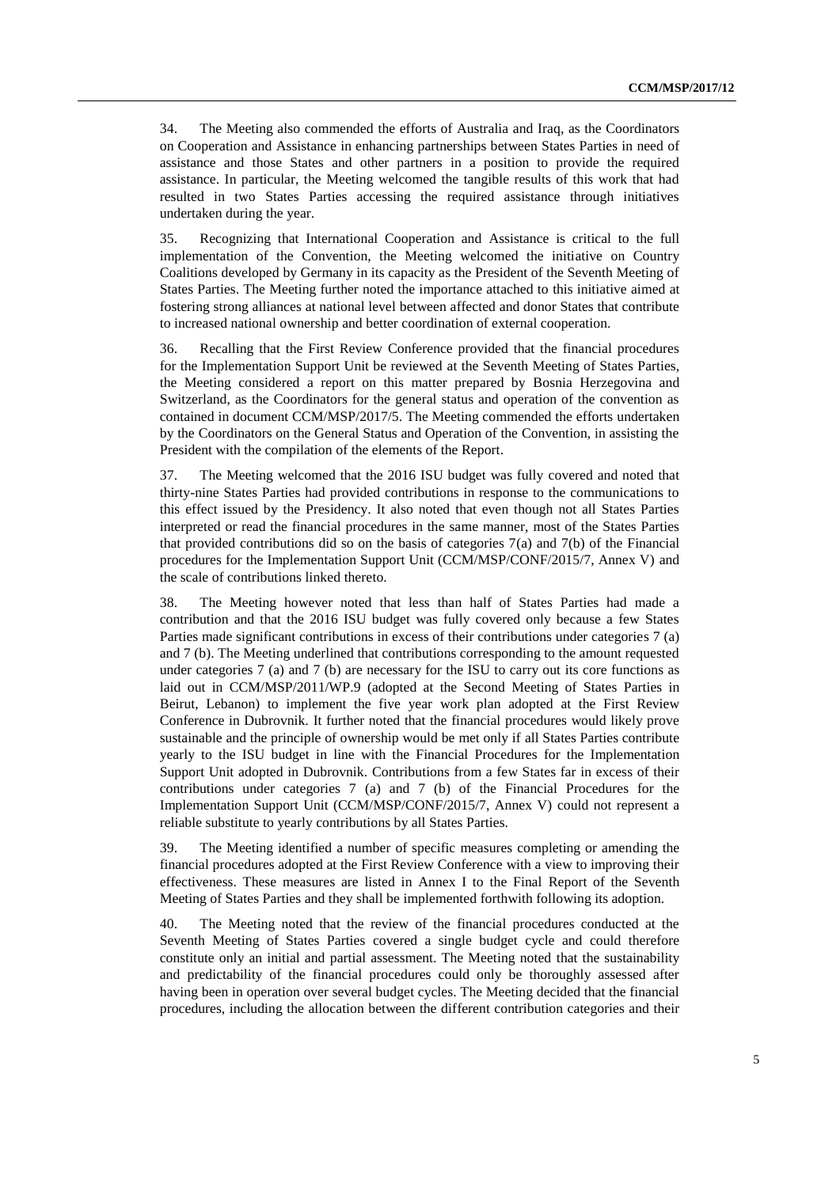34. The Meeting also commended the efforts of Australia and Iraq, as the Coordinators on Cooperation and Assistance in enhancing partnerships between States Parties in need of assistance and those States and other partners in a position to provide the required assistance. In particular, the Meeting welcomed the tangible results of this work that had resulted in two States Parties accessing the required assistance through initiatives undertaken during the year.

35. Recognizing that International Cooperation and Assistance is critical to the full implementation of the Convention, the Meeting welcomed the initiative on Country Coalitions developed by Germany in its capacity as the President of the Seventh Meeting of States Parties. The Meeting further noted the importance attached to this initiative aimed at fostering strong alliances at national level between affected and donor States that contribute to increased national ownership and better coordination of external cooperation.

36. Recalling that the First Review Conference provided that the financial procedures for the Implementation Support Unit be reviewed at the Seventh Meeting of States Parties, the Meeting considered a report on this matter prepared by Bosnia Herzegovina and Switzerland, as the Coordinators for the general status and operation of the convention as contained in document CCM/MSP/2017/5. The Meeting commended the efforts undertaken by the Coordinators on the General Status and Operation of the Convention, in assisting the President with the compilation of the elements of the Report.

37. The Meeting welcomed that the 2016 ISU budget was fully covered and noted that thirty-nine States Parties had provided contributions in response to the communications to this effect issued by the Presidency. It also noted that even though not all States Parties interpreted or read the financial procedures in the same manner, most of the States Parties that provided contributions did so on the basis of categories 7(a) and 7(b) of the Financial procedures for the Implementation Support Unit (CCM/MSP/CONF/2015/7, Annex V) and the scale of contributions linked thereto.

38. The Meeting however noted that less than half of States Parties had made a contribution and that the 2016 ISU budget was fully covered only because a few States Parties made significant contributions in excess of their contributions under categories 7 (a) and 7 (b). The Meeting underlined that contributions corresponding to the amount requested under categories 7 (a) and 7 (b) are necessary for the ISU to carry out its core functions as laid out in CCM/MSP/2011/WP.9 (adopted at the Second Meeting of States Parties in Beirut, Lebanon) to implement the five year work plan adopted at the First Review Conference in Dubrovnik. It further noted that the financial procedures would likely prove sustainable and the principle of ownership would be met only if all States Parties contribute yearly to the ISU budget in line with the Financial Procedures for the Implementation Support Unit adopted in Dubrovnik. Contributions from a few States far in excess of their contributions under categories 7 (a) and 7 (b) of the Financial Procedures for the Implementation Support Unit (CCM/MSP/CONF/2015/7, Annex V) could not represent a reliable substitute to yearly contributions by all States Parties.

39. The Meeting identified a number of specific measures completing or amending the financial procedures adopted at the First Review Conference with a view to improving their effectiveness. These measures are listed in Annex I to the Final Report of the Seventh Meeting of States Parties and they shall be implemented forthwith following its adoption.

40. The Meeting noted that the review of the financial procedures conducted at the Seventh Meeting of States Parties covered a single budget cycle and could therefore constitute only an initial and partial assessment. The Meeting noted that the sustainability and predictability of the financial procedures could only be thoroughly assessed after having been in operation over several budget cycles. The Meeting decided that the financial procedures, including the allocation between the different contribution categories and their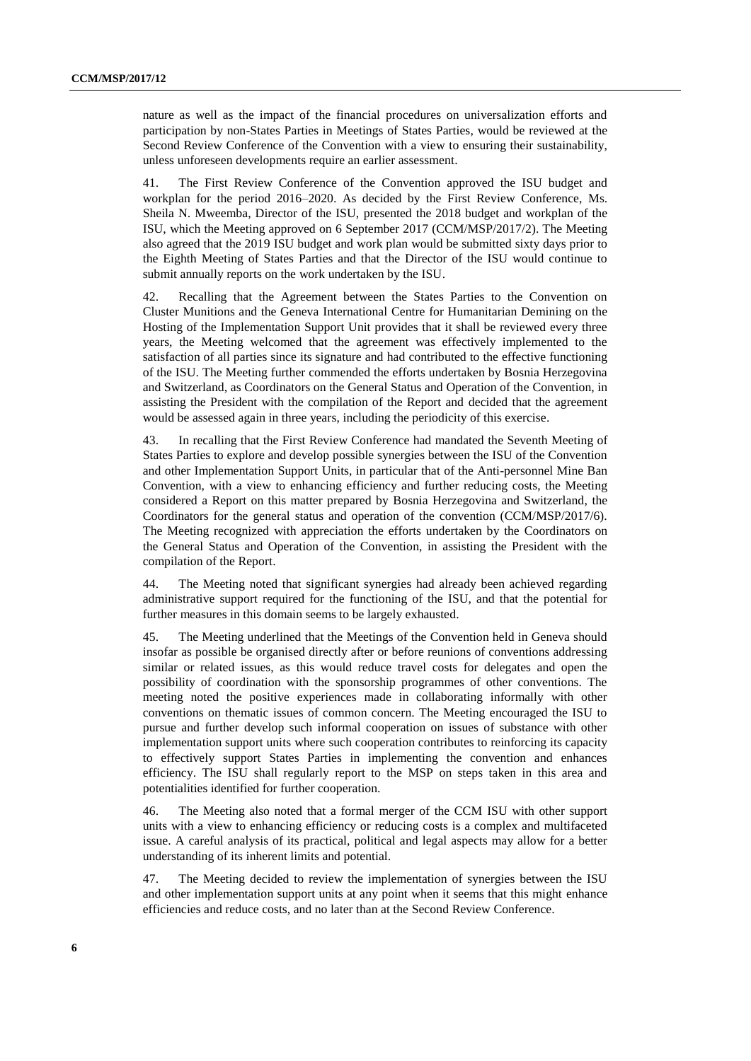nature as well as the impact of the financial procedures on universalization efforts and participation by non-States Parties in Meetings of States Parties, would be reviewed at the Second Review Conference of the Convention with a view to ensuring their sustainability, unless unforeseen developments require an earlier assessment.

41. The First Review Conference of the Convention approved the ISU budget and workplan for the period 2016–2020. As decided by the First Review Conference, Ms. Sheila N. Mweemba, Director of the ISU, presented the 2018 budget and workplan of the ISU, which the Meeting approved on 6 September 2017 (CCM/MSP/2017/2). The Meeting also agreed that the 2019 ISU budget and work plan would be submitted sixty days prior to the Eighth Meeting of States Parties and that the Director of the ISU would continue to submit annually reports on the work undertaken by the ISU.

42. Recalling that the Agreement between the States Parties to the Convention on Cluster Munitions and the Geneva International Centre for Humanitarian Demining on the Hosting of the Implementation Support Unit provides that it shall be reviewed every three years, the Meeting welcomed that the agreement was effectively implemented to the satisfaction of all parties since its signature and had contributed to the effective functioning of the ISU. The Meeting further commended the efforts undertaken by Bosnia Herzegovina and Switzerland, as Coordinators on the General Status and Operation of the Convention, in assisting the President with the compilation of the Report and decided that the agreement would be assessed again in three years, including the periodicity of this exercise.

43. In recalling that the First Review Conference had mandated the Seventh Meeting of States Parties to explore and develop possible synergies between the ISU of the Convention and other Implementation Support Units, in particular that of the Anti-personnel Mine Ban Convention, with a view to enhancing efficiency and further reducing costs, the Meeting considered a Report on this matter prepared by Bosnia Herzegovina and Switzerland, the Coordinators for the general status and operation of the convention (CCM/MSP/2017/6). The Meeting recognized with appreciation the efforts undertaken by the Coordinators on the General Status and Operation of the Convention, in assisting the President with the compilation of the Report.

44. The Meeting noted that significant synergies had already been achieved regarding administrative support required for the functioning of the ISU, and that the potential for further measures in this domain seems to be largely exhausted.

45. The Meeting underlined that the Meetings of the Convention held in Geneva should insofar as possible be organised directly after or before reunions of conventions addressing similar or related issues, as this would reduce travel costs for delegates and open the possibility of coordination with the sponsorship programmes of other conventions. The meeting noted the positive experiences made in collaborating informally with other conventions on thematic issues of common concern. The Meeting encouraged the ISU to pursue and further develop such informal cooperation on issues of substance with other implementation support units where such cooperation contributes to reinforcing its capacity to effectively support States Parties in implementing the convention and enhances efficiency. The ISU shall regularly report to the MSP on steps taken in this area and potentialities identified for further cooperation.

46. The Meeting also noted that a formal merger of the CCM ISU with other support units with a view to enhancing efficiency or reducing costs is a complex and multifaceted issue. A careful analysis of its practical, political and legal aspects may allow for a better understanding of its inherent limits and potential.

47. The Meeting decided to review the implementation of synergies between the ISU and other implementation support units at any point when it seems that this might enhance efficiencies and reduce costs, and no later than at the Second Review Conference.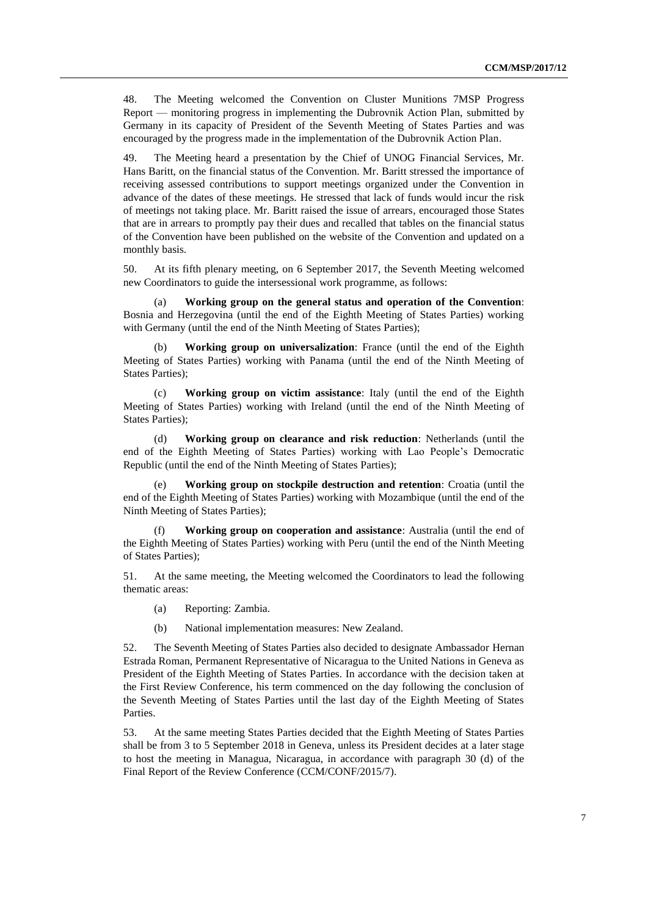48. The Meeting welcomed the Convention on Cluster Munitions 7MSP Progress Report — monitoring progress in implementing the Dubrovnik Action Plan, submitted by Germany in its capacity of President of the Seventh Meeting of States Parties and was encouraged by the progress made in the implementation of the Dubrovnik Action Plan.

49. The Meeting heard a presentation by the Chief of UNOG Financial Services, Mr. Hans Baritt, on the financial status of the Convention. Mr. Baritt stressed the importance of receiving assessed contributions to support meetings organized under the Convention in advance of the dates of these meetings. He stressed that lack of funds would incur the risk of meetings not taking place. Mr. Baritt raised the issue of arrears, encouraged those States that are in arrears to promptly pay their dues and recalled that tables on the financial status of the Convention have been published on the website of the Convention and updated on a monthly basis.

50. At its fifth plenary meeting, on 6 September 2017, the Seventh Meeting welcomed new Coordinators to guide the intersessional work programme, as follows:

(a) **Working group on the general status and operation of the Convention**: Bosnia and Herzegovina (until the end of the Eighth Meeting of States Parties) working with Germany (until the end of the Ninth Meeting of States Parties);

(b) **Working group on universalization**: France (until the end of the Eighth Meeting of States Parties) working with Panama (until the end of the Ninth Meeting of States Parties);

(c) **Working group on victim assistance**: Italy (until the end of the Eighth Meeting of States Parties) working with Ireland (until the end of the Ninth Meeting of States Parties);

(d) **Working group on clearance and risk reduction**: Netherlands (until the end of the Eighth Meeting of States Parties) working with Lao People's Democratic Republic (until the end of the Ninth Meeting of States Parties);

(e) **Working group on stockpile destruction and retention**: Croatia (until the end of the Eighth Meeting of States Parties) working with Mozambique (until the end of the Ninth Meeting of States Parties);

(f) **Working group on cooperation and assistance**: Australia (until the end of the Eighth Meeting of States Parties) working with Peru (until the end of the Ninth Meeting of States Parties);

51. At the same meeting, the Meeting welcomed the Coordinators to lead the following thematic areas:

(a) Reporting: Zambia.

(b) National implementation measures: New Zealand.

52. The Seventh Meeting of States Parties also decided to designate Ambassador Hernan Estrada Roman, Permanent Representative of Nicaragua to the United Nations in Geneva as President of the Eighth Meeting of States Parties. In accordance with the decision taken at the First Review Conference, his term commenced on the day following the conclusion of the Seventh Meeting of States Parties until the last day of the Eighth Meeting of States Parties.

53. At the same meeting States Parties decided that the Eighth Meeting of States Parties shall be from 3 to 5 September 2018 in Geneva, unless its President decides at a later stage to host the meeting in Managua, Nicaragua, in accordance with paragraph 30 (d) of the Final Report of the Review Conference (CCM/CONF/2015/7).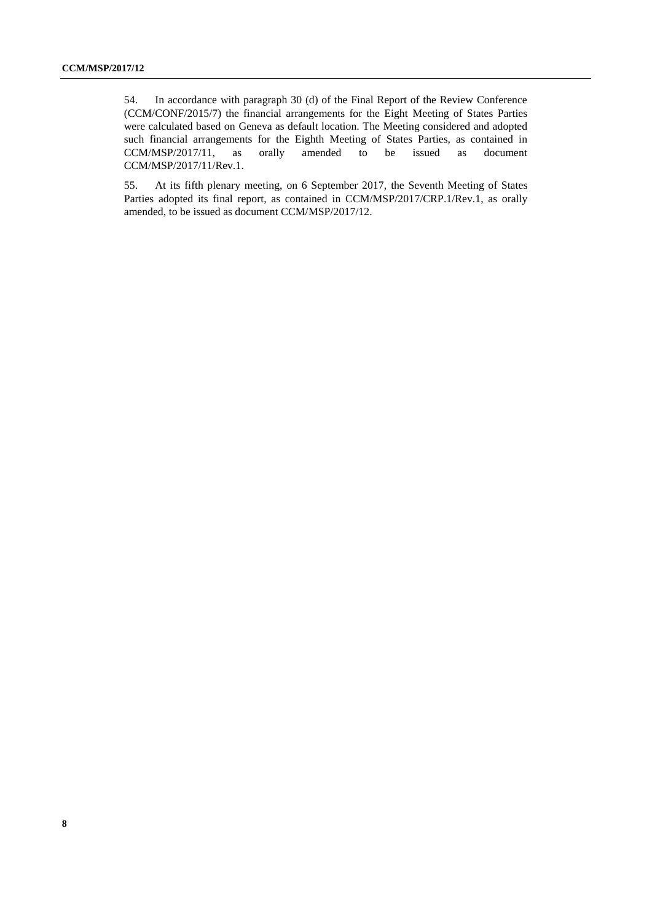54. In accordance with paragraph 30 (d) of the Final Report of the Review Conference (CCM/CONF/2015/7) the financial arrangements for the Eight Meeting of States Parties were calculated based on Geneva as default location. The Meeting considered and adopted such financial arrangements for the Eighth Meeting of States Parties, as contained in CCM/MSP/2017/11, as orally amended to be issued as document CCM/MSP/2017/11/Rev.1.

55. At its fifth plenary meeting, on 6 September 2017, the Seventh Meeting of States Parties adopted its final report, as contained in CCM/MSP/2017/CRP.1/Rev.1, as orally amended, to be issued as document CCM/MSP/2017/12.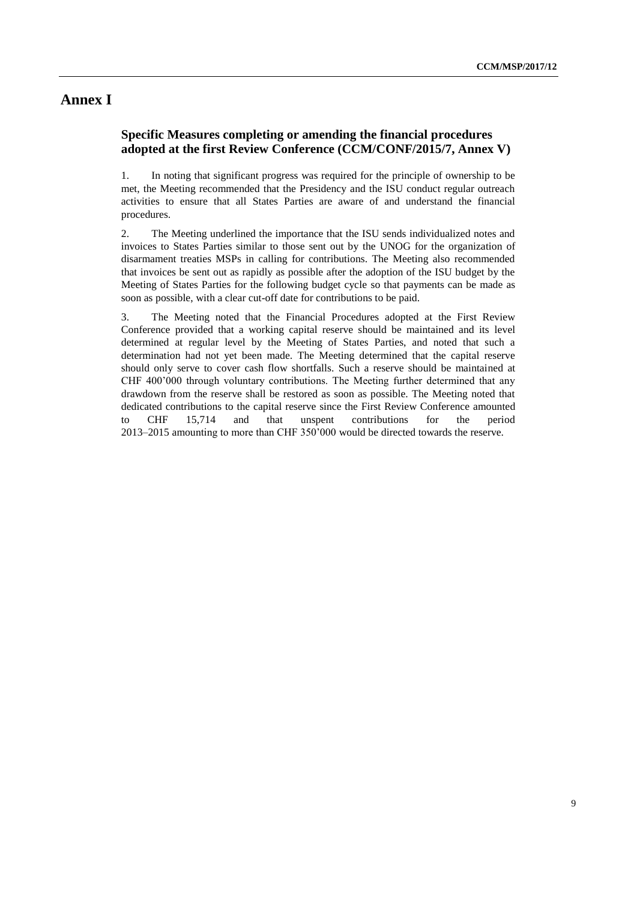# Annex I

### Specific Measures completing or amending the financial procedures adopted at the first Review Conference (CCM/CONF/2015/7, Annex V)

1. In noting that significant progress was required for the principle of ownership to be met, the Meeting recommended that the Presidency and the ISU conduct regular outreach activities to ensure that all States Parties are aware of and understand the financial procedures.

2. The Meeting underlined the importance that the ISU sends individualized notes and invoices to States Parties similar to those sent out by the UNOG for the organization of disarmament treaties MSPs in calling for contributions. The Meeting also recommended that invoices be sent out as rapidly as possible after the adoption of the ISU budget by the Meeting of States Parties for the following budget cycle so that payments can be made as soon as possible, with a clear cut-off date for contributions to be paid.

3. The Meeting noted that the Financial Procedures adopted at the First Review Conference provided that a working capital reserve should be maintained and its level determined at regular level by the Meeting of States Parties, and noted that such a determination had not yet been made. The Meeting determined that the capital reserve should only serve to cover cash flow shortfalls. Such a reserve should be maintained at CHF 400’000 through voluntary contributions. The Meeting further determined that any drawdown from the reserve shall be restored as soon as possible. The Meeting noted that dedicated contributions to the capital reserve since the First Review Conference amounted to CHF 15,714 and that unspent contributions for the period 2013–2015 amounting to more than CHF 350’000 would be directed towards the reserve.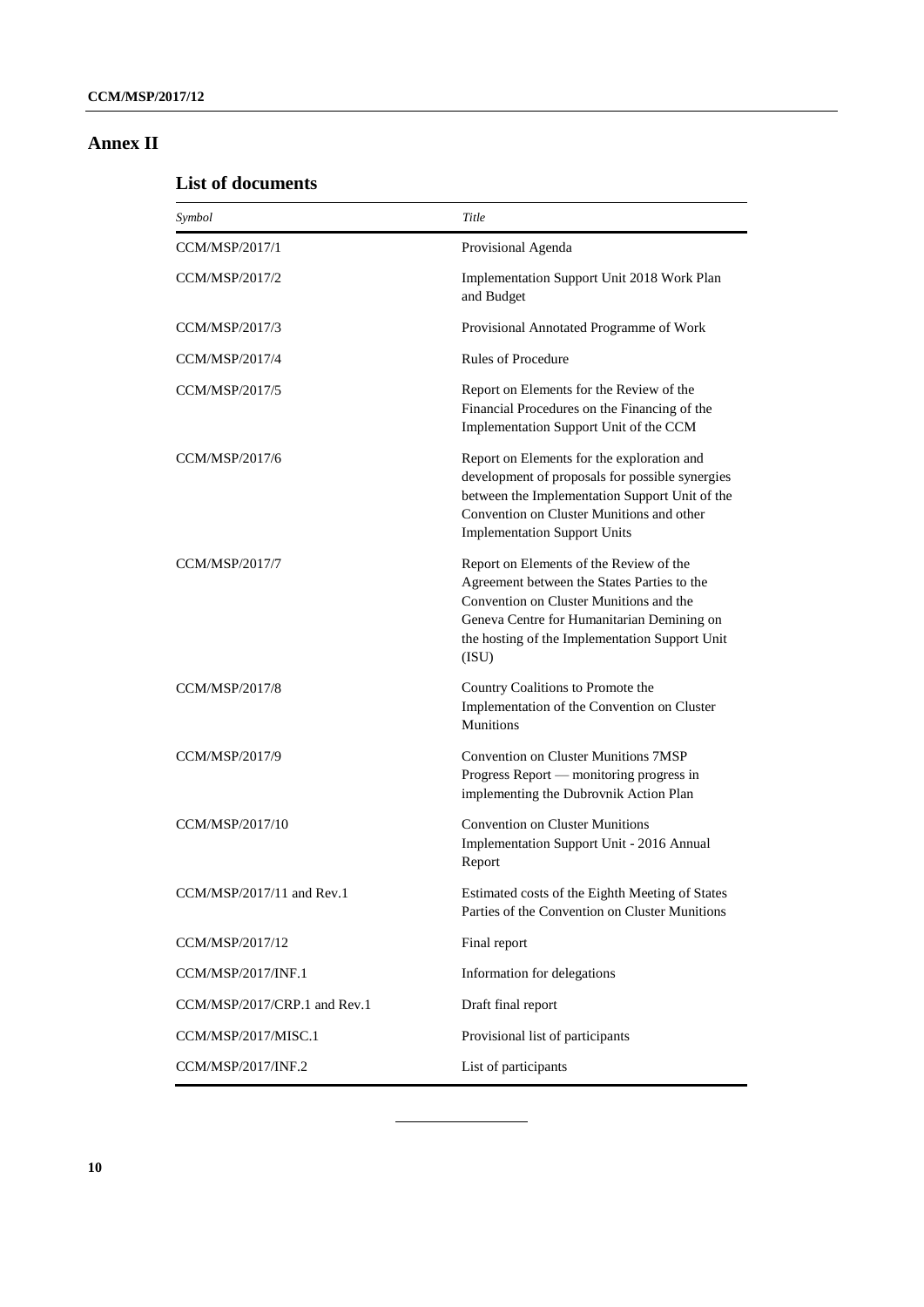# Annex II

## List of documents

| *Symbol* | *Title* |
|---|---|
| CCM/MSP/2017/1 | Provisional Agenda |
| CCM/MSP/2017/2 | Implementation Support Unit 2018 Work Plan and Budget |
| CCM/MSP/2017/3 | Provisional Annotated Programme of Work |
| CCM/MSP/2017/4 | Rules of Procedure |
| CCM/MSP/2017/5 | Report on Elements for the Review of the Financial Procedures on the Financing of the Implementation Support Unit of the CCM |
| CCM/MSP/2017/6 | Report on Elements for the exploration and development of proposals for possible synergies between the Implementation Support Unit of the Convention on Cluster Munitions and other Implementation Support Units |
| CCM/MSP/2017/7 | Report on Elements of the Review of the Agreement between the States Parties to the Convention on Cluster Munitions and the Geneva Centre for Humanitarian Demining on the hosting of the Implementation Support Unit (ISU) |
| CCM/MSP/2017/8 | Country Coalitions to Promote the Implementation of the Convention on Cluster Munitions |
| CCM/MSP/2017/9 | Convention on Cluster Munitions 7MSP Progress Report — monitoring progress in implementing the Dubrovnik Action Plan |
| CCM/MSP/2017/10 | Convention on Cluster Munitions Implementation Support Unit - 2016 Annual Report |
| CCM/MSP/2017/11 and Rev.1 | Estimated costs of the Eighth Meeting of States Parties of the Convention on Cluster Munitions |
| CCM/MSP/2017/12 | Final report |
| CCM/MSP/2017/INF.1 | Information for delegations |
| CCM/MSP/2017/CRP.1 and Rev.1 | Draft final report |
| CCM/MSP/2017/MISC.1 | Provisional list of participants |
| CCM/MSP/2017/INF.2 | List of participants |